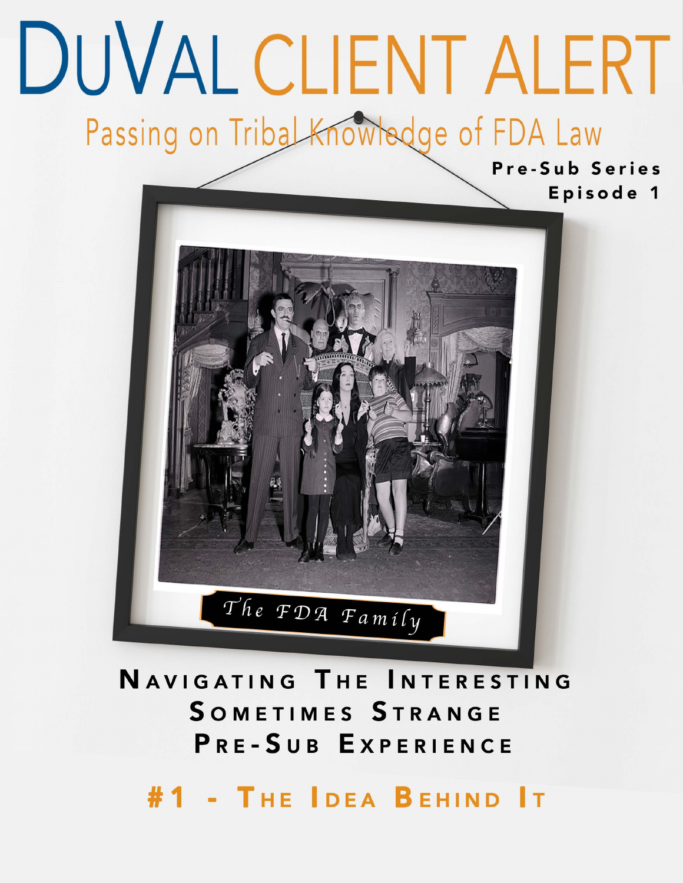# DUVAL CLIENT ALERT

## Passing on Tribal Knowledge of FDA Law

**Pre-Sub Series**
**Episode 1**

*The FDA Family*

## Navigating The Interesting Sometimes Strange Pre-Sub Experience

## #1 - The Idea Behind It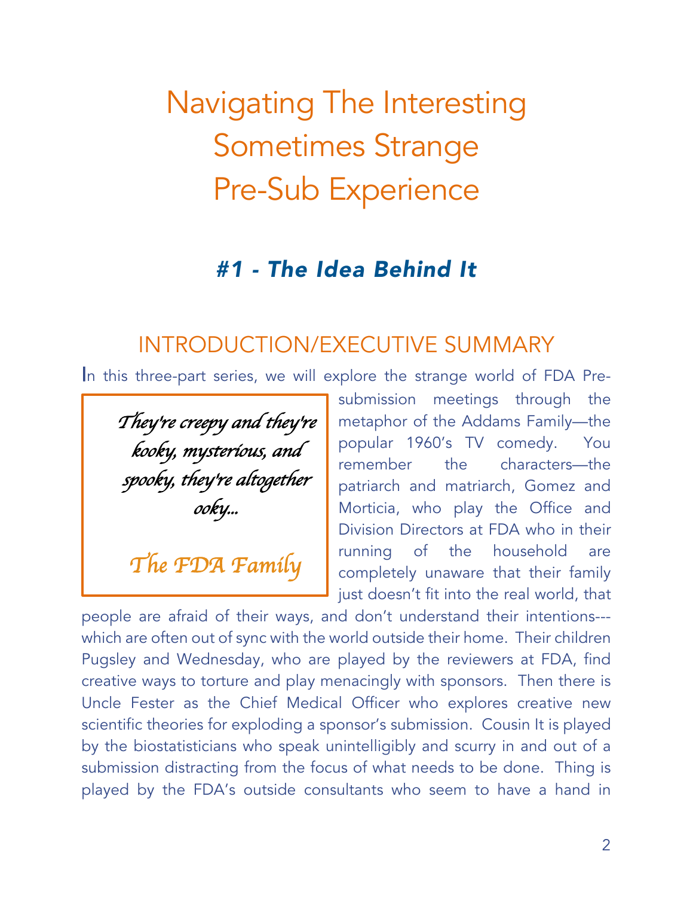# Navigating The Interesting Sometimes Strange Pre-Sub Experience

## *#1 - The Idea Behind It*

## INTRODUCTION/EXECUTIVE SUMMARY

> *They're creepy and they're kooky, mysterious, and spooky, they're altogether ooky...*
>
> *The FDA Family*

In this three-part series, we will explore the strange world of FDA Pre-submission meetings through the metaphor of the Addams Family—the popular 1960's TV comedy. You remember the characters—the patriarch and matriarch, Gomez and Morticia, who play the Office and Division Directors at FDA who in their running of the household are completely unaware that their family just doesn't fit into the real world, that people are afraid of their ways, and don't understand their intentions---which are often out of sync with the world outside their home. Their children Pugsley and Wednesday, who are played by the reviewers at FDA, find creative ways to torture and play menacingly with sponsors. Then there is Uncle Fester as the Chief Medical Officer who explores creative new scientific theories for exploding a sponsor's submission. Cousin It is played by the biostatisticians who speak unintelligibly and scurry in and out of a submission distracting from the focus of what needs to be done. Thing is played by the FDA's outside consultants who seem to have a hand in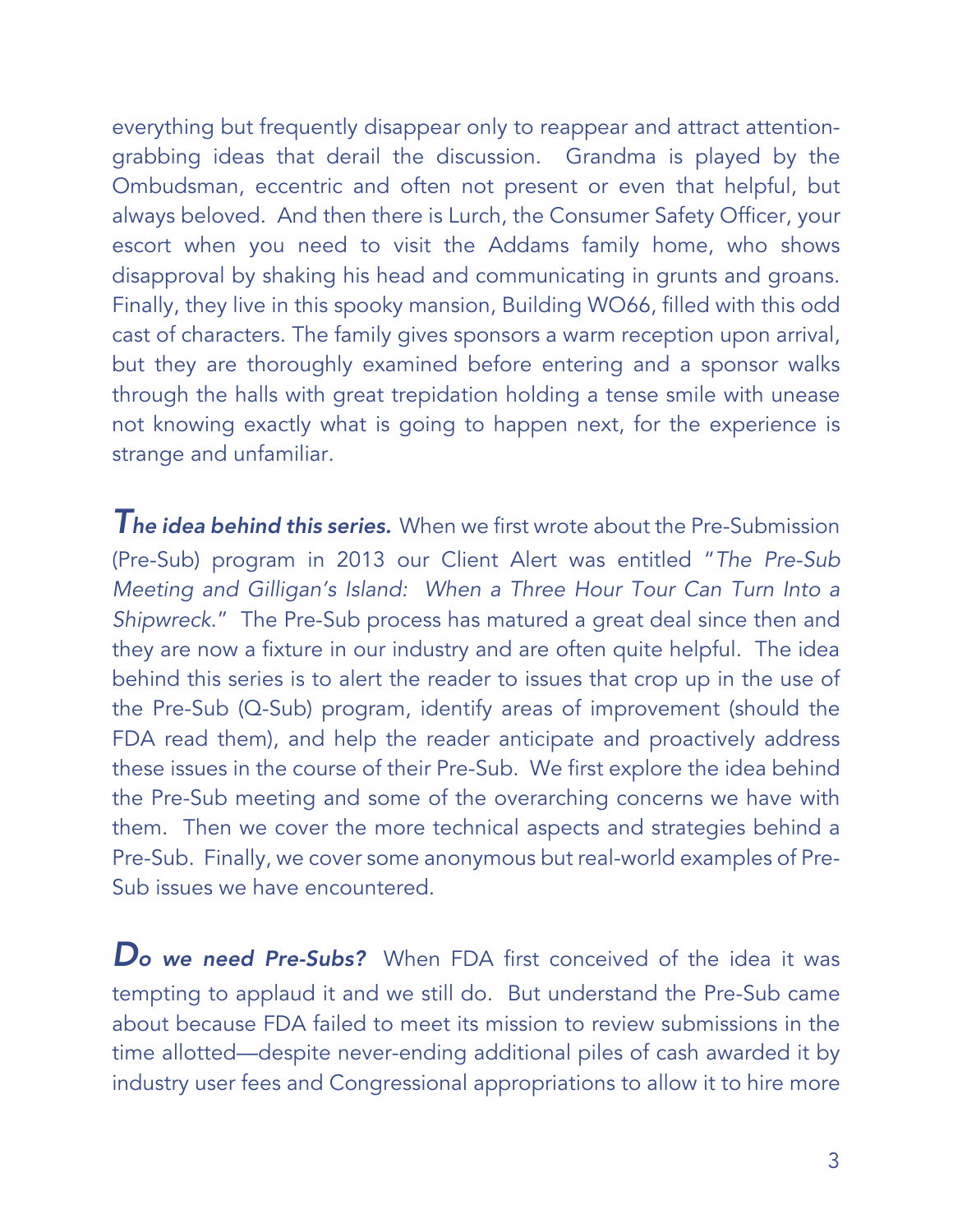everything but frequently disappear only to reappear and attract attention-grabbing ideas that derail the discussion. Grandma is played by the Ombudsman, eccentric and often not present or even that helpful, but always beloved. And then there is Lurch, the Consumer Safety Officer, your escort when you need to visit the Addams family home, who shows disapproval by shaking his head and communicating in grunts and groans. Finally, they live in this spooky mansion, Building WO66, filled with this odd cast of characters. The family gives sponsors a warm reception upon arrival, but they are thoroughly examined before entering and a sponsor walks through the halls with great trepidation holding a tense smile with unease not knowing exactly what is going to happen next, for the experience is strange and unfamiliar.

***The idea behind this series.*** When we first wrote about the Pre-Submission (Pre-Sub) program in 2013 our Client Alert was entitled "*The Pre-Sub Meeting and Gilligan's Island: When a Three Hour Tour Can Turn Into a Shipwreck*." The Pre-Sub process has matured a great deal since then and they are now a fixture in our industry and are often quite helpful. The idea behind this series is to alert the reader to issues that crop up in the use of the Pre-Sub (Q-Sub) program, identify areas of improvement (should the FDA read them), and help the reader anticipate and proactively address these issues in the course of their Pre-Sub. We first explore the idea behind the Pre-Sub meeting and some of the overarching concerns we have with them. Then we cover the more technical aspects and strategies behind a Pre-Sub. Finally, we cover some anonymous but real-world examples of Pre-Sub issues we have encountered.

***Do we need Pre-Subs?*** When FDA first conceived of the idea it was tempting to applaud it and we still do. But understand the Pre-Sub came about because FDA failed to meet its mission to review submissions in the time allotted—despite never-ending additional piles of cash awarded it by industry user fees and Congressional appropriations to allow it to hire more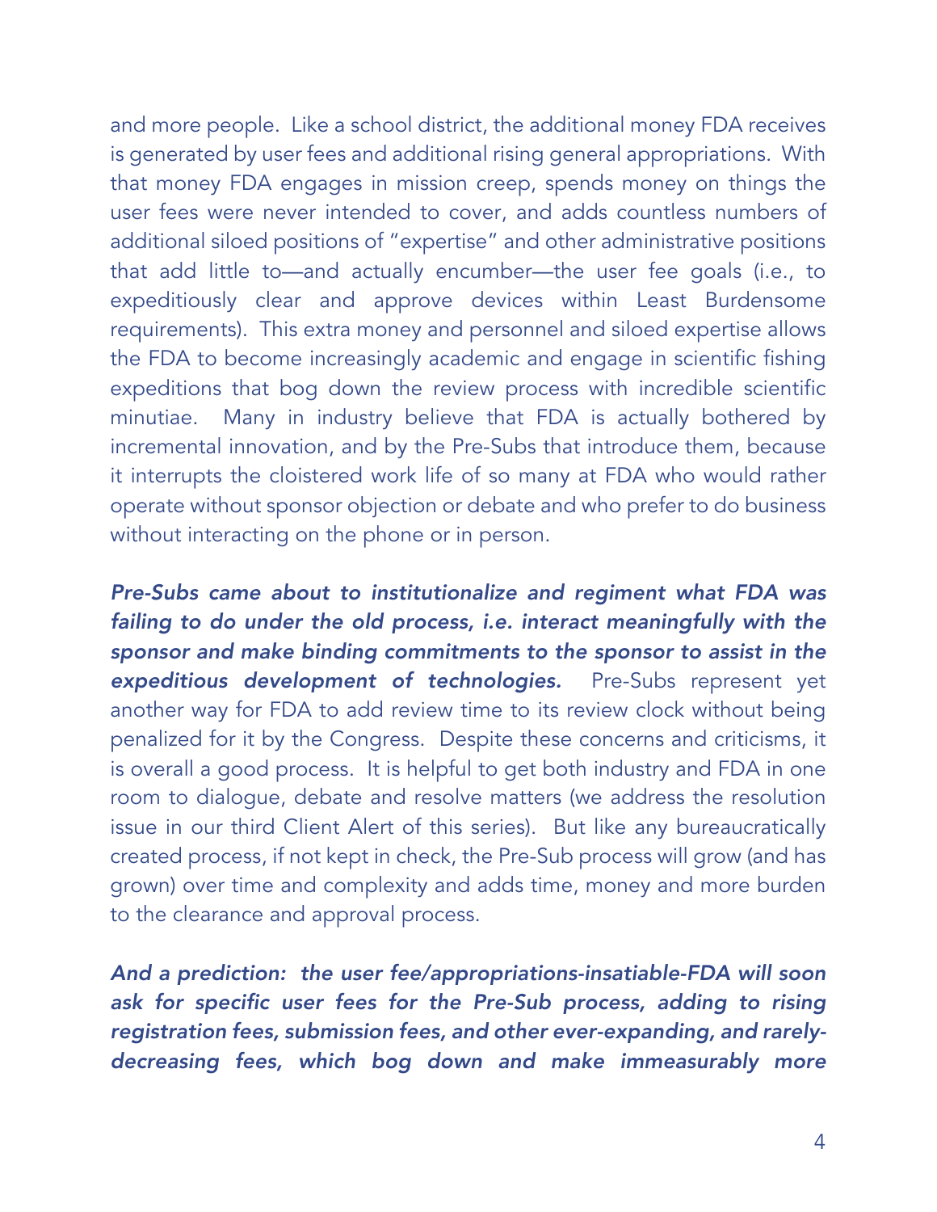and more people. Like a school district, the additional money FDA receives is generated by user fees and additional rising general appropriations. With that money FDA engages in mission creep, spends money on things the user fees were never intended to cover, and adds countless numbers of additional siloed positions of "expertise" and other administrative positions that add little to—and actually encumber—the user fee goals (i.e., to expeditiously clear and approve devices within Least Burdensome requirements). This extra money and personnel and siloed expertise allows the FDA to become increasingly academic and engage in scientific fishing expeditions that bog down the review process with incredible scientific minutiae. Many in industry believe that FDA is actually bothered by incremental innovation, and by the Pre-Subs that introduce them, because it interrupts the cloistered work life of so many at FDA who would rather operate without sponsor objection or debate and who prefer to do business without interacting on the phone or in person.

***Pre-Subs came about to institutionalize and regiment what FDA was failing to do under the old process, i.e. interact meaningfully with the sponsor and make binding commitments to the sponsor to assist in the expeditious development of technologies.*** Pre-Subs represent yet another way for FDA to add review time to its review clock without being penalized for it by the Congress. Despite these concerns and criticisms, it is overall a good process. It is helpful to get both industry and FDA in one room to dialogue, debate and resolve matters (we address the resolution issue in our third Client Alert of this series). But like any bureaucratically created process, if not kept in check, the Pre-Sub process will grow (and has grown) over time and complexity and adds time, money and more burden to the clearance and approval process.

***And a prediction: the user fee/appropriations-insatiable-FDA will soon ask for specific user fees for the Pre-Sub process, adding to rising registration fees, submission fees, and other ever-expanding, and rarely-decreasing fees, which bog down and make immeasurably more***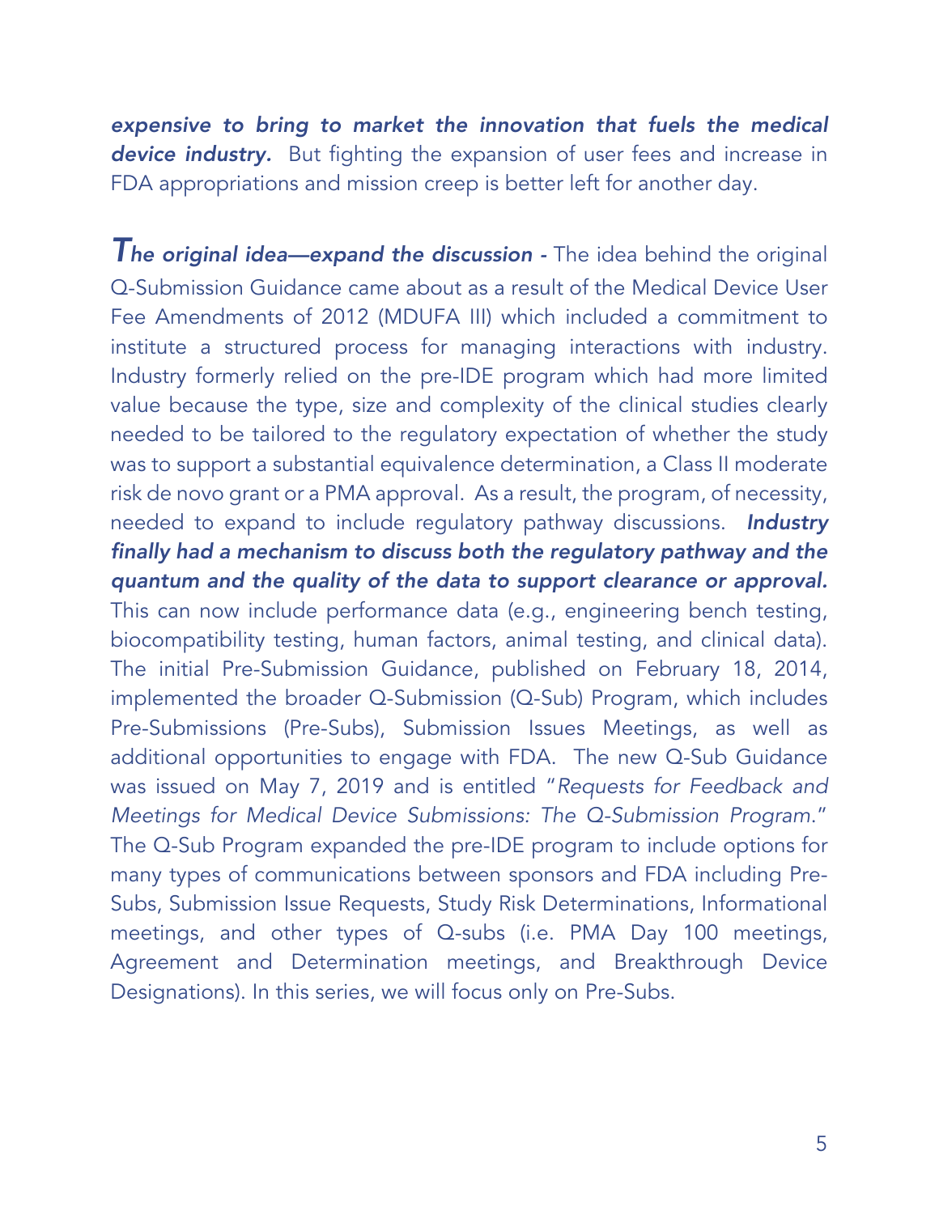***expensive to bring to market the innovation that fuels the medical device industry.*** But fighting the expansion of user fees and increase in FDA appropriations and mission creep is better left for another day.

***The original idea—expand the discussion -*** The idea behind the original Q-Submission Guidance came about as a result of the Medical Device User Fee Amendments of 2012 (MDUFA III) which included a commitment to institute a structured process for managing interactions with industry. Industry formerly relied on the pre-IDE program which had more limited value because the type, size and complexity of the clinical studies clearly needed to be tailored to the regulatory expectation of whether the study was to support a substantial equivalence determination, a Class II moderate risk de novo grant or a PMA approval. As a result, the program, of necessity, needed to expand to include regulatory pathway discussions. ***Industry finally had a mechanism to discuss both the regulatory pathway and the quantum and the quality of the data to support clearance or approval.*** This can now include performance data (e.g., engineering bench testing, biocompatibility testing, human factors, animal testing, and clinical data). The initial Pre-Submission Guidance, published on February 18, 2014, implemented the broader Q-Submission (Q-Sub) Program, which includes Pre-Submissions (Pre-Subs), Submission Issues Meetings, as well as additional opportunities to engage with FDA. The new Q-Sub Guidance was issued on May 7, 2019 and is entitled "*Requests for Feedback and Meetings for Medical Device Submissions: The Q-Submission Program.*" The Q-Sub Program expanded the pre-IDE program to include options for many types of communications between sponsors and FDA including Pre-Subs, Submission Issue Requests, Study Risk Determinations, Informational meetings, and other types of Q-subs (i.e. PMA Day 100 meetings, Agreement and Determination meetings, and Breakthrough Device Designations). In this series, we will focus only on Pre-Subs.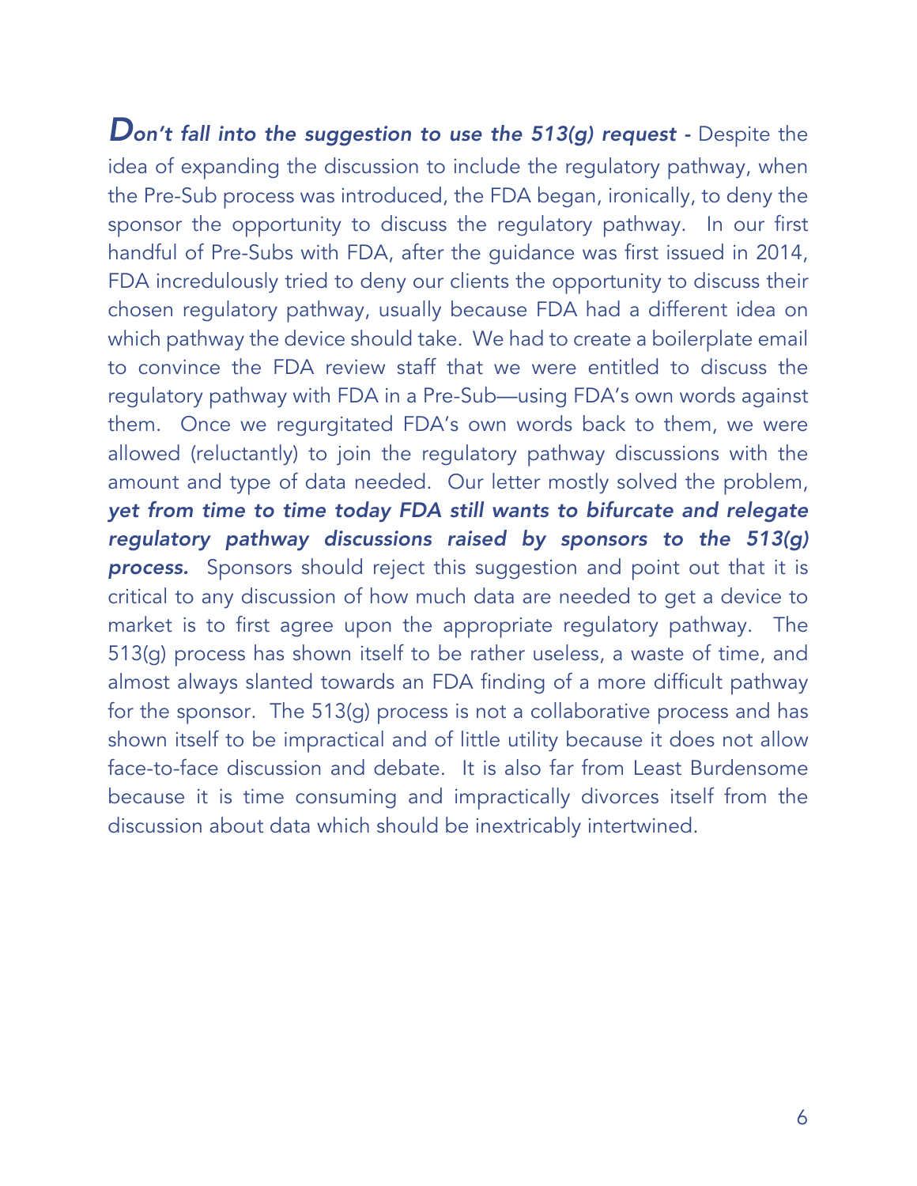***Don't fall into the suggestion to use the 513(g) request -*** Despite the idea of expanding the discussion to include the regulatory pathway, when the Pre-Sub process was introduced, the FDA began, ironically, to deny the sponsor the opportunity to discuss the regulatory pathway. In our first handful of Pre-Subs with FDA, after the guidance was first issued in 2014, FDA incredulously tried to deny our clients the opportunity to discuss their chosen regulatory pathway, usually because FDA had a different idea on which pathway the device should take. We had to create a boilerplate email to convince the FDA review staff that we were entitled to discuss the regulatory pathway with FDA in a Pre-Sub—using FDA's own words against them. Once we regurgitated FDA's own words back to them, we were allowed (reluctantly) to join the regulatory pathway discussions with the amount and type of data needed. Our letter mostly solved the problem, ***yet from time to time today FDA still wants to bifurcate and relegate regulatory pathway discussions raised by sponsors to the 513(g) process.*** Sponsors should reject this suggestion and point out that it is critical to any discussion of how much data are needed to get a device to market is to first agree upon the appropriate regulatory pathway. The 513(g) process has shown itself to be rather useless, a waste of time, and almost always slanted towards an FDA finding of a more difficult pathway for the sponsor. The 513(g) process is not a collaborative process and has shown itself to be impractical and of little utility because it does not allow face-to-face discussion and debate. It is also far from Least Burdensome because it is time consuming and impractically divorces itself from the discussion about data which should be inextricably intertwined.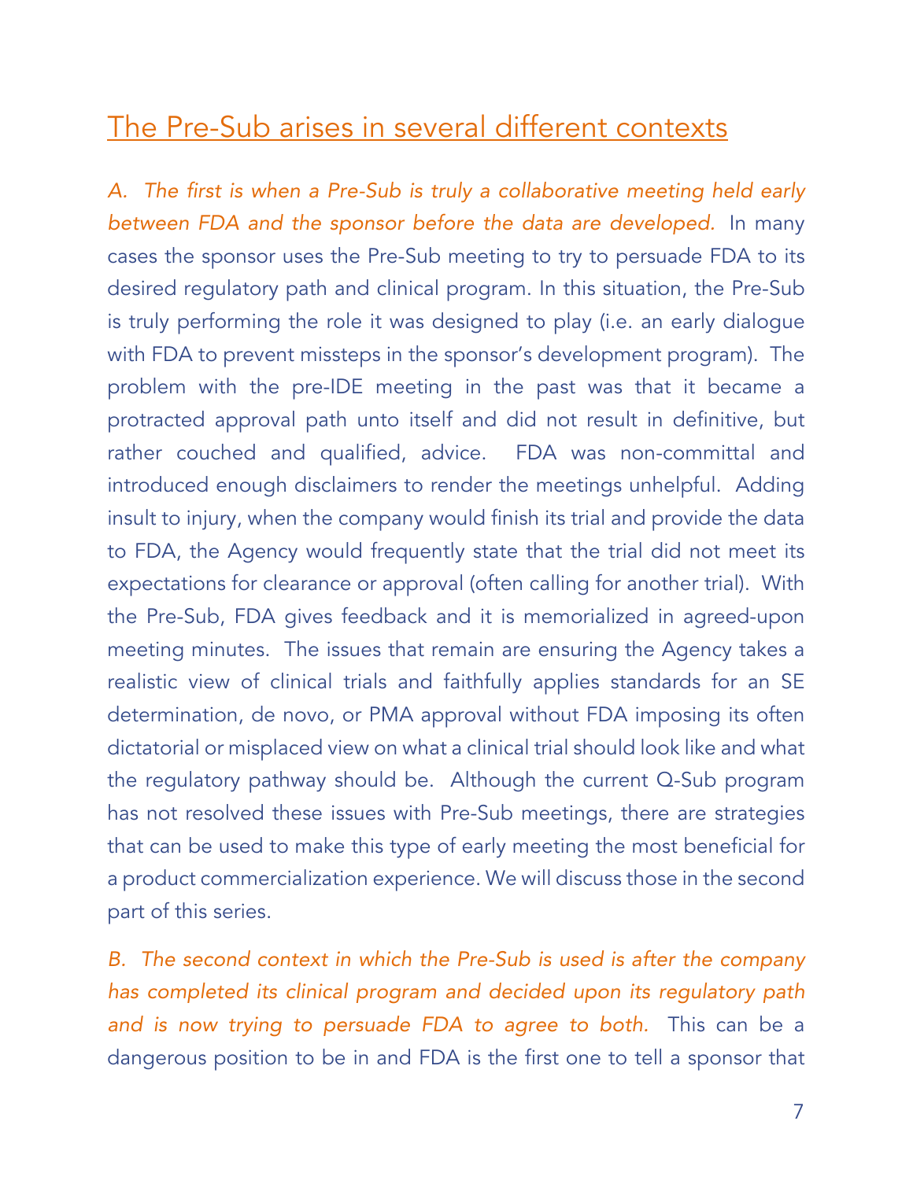## The Pre-Sub arises in several different contexts

*A. The first is when a Pre-Sub is truly a collaborative meeting held early between FDA and the sponsor before the data are developed.* In many cases the sponsor uses the Pre-Sub meeting to try to persuade FDA to its desired regulatory path and clinical program. In this situation, the Pre-Sub is truly performing the role it was designed to play (i.e. an early dialogue with FDA to prevent missteps in the sponsor's development program). The problem with the pre-IDE meeting in the past was that it became a protracted approval path unto itself and did not result in definitive, but rather couched and qualified, advice. FDA was non-committal and introduced enough disclaimers to render the meetings unhelpful. Adding insult to injury, when the company would finish its trial and provide the data to FDA, the Agency would frequently state that the trial did not meet its expectations for clearance or approval (often calling for another trial). With the Pre-Sub, FDA gives feedback and it is memorialized in agreed-upon meeting minutes. The issues that remain are ensuring the Agency takes a realistic view of clinical trials and faithfully applies standards for an SE determination, de novo, or PMA approval without FDA imposing its often dictatorial or misplaced view on what a clinical trial should look like and what the regulatory pathway should be. Although the current Q-Sub program has not resolved these issues with Pre-Sub meetings, there are strategies that can be used to make this type of early meeting the most beneficial for a product commercialization experience. We will discuss those in the second part of this series.

*B. The second context in which the Pre-Sub is used is after the company has completed its clinical program and decided upon its regulatory path and is now trying to persuade FDA to agree to both.* This can be a dangerous position to be in and FDA is the first one to tell a sponsor that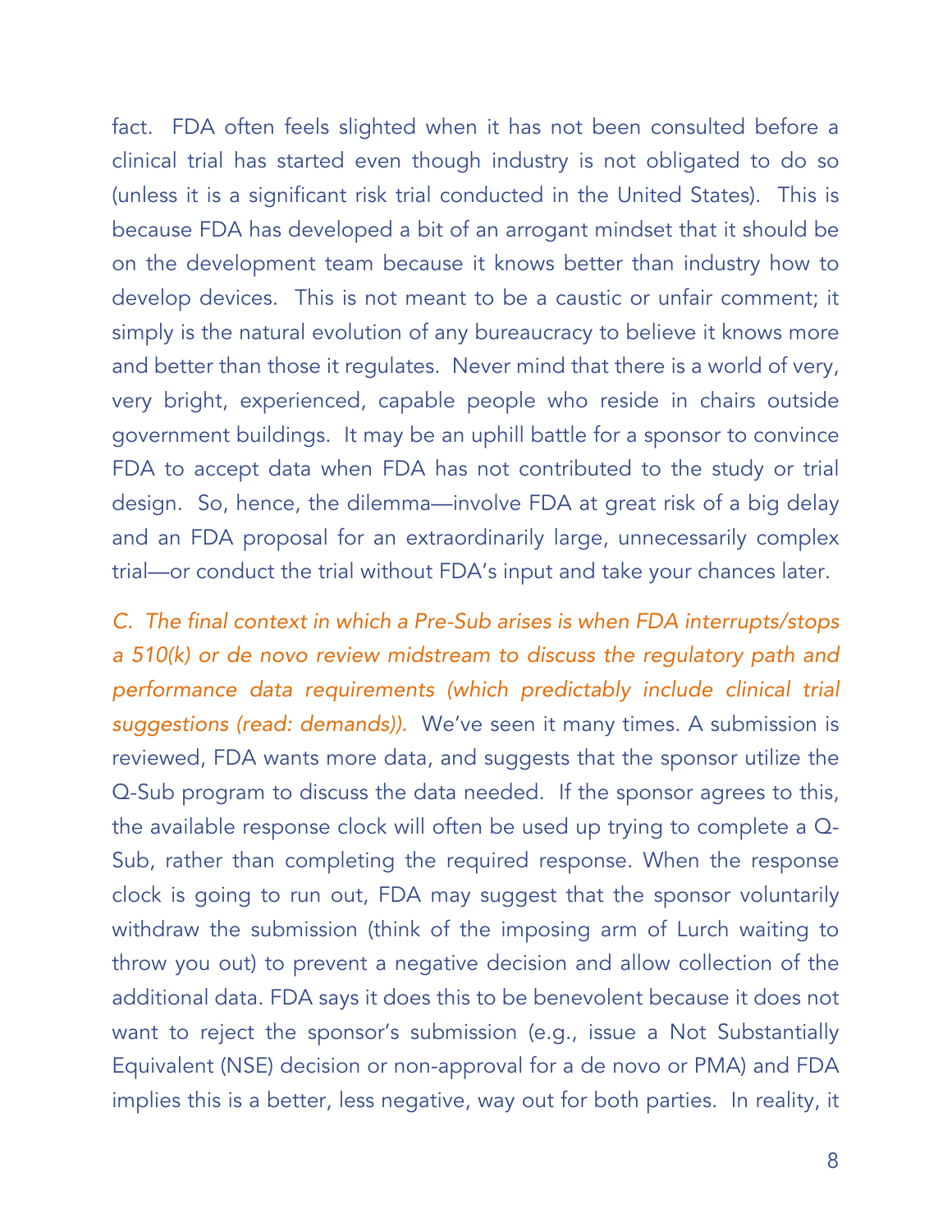fact. FDA often feels slighted when it has not been consulted before a clinical trial has started even though industry is not obligated to do so (unless it is a significant risk trial conducted in the United States). This is because FDA has developed a bit of an arrogant mindset that it should be on the development team because it knows better than industry how to develop devices. This is not meant to be a caustic or unfair comment; it simply is the natural evolution of any bureaucracy to believe it knows more and better than those it regulates. Never mind that there is a world of very, very bright, experienced, capable people who reside in chairs outside government buildings. It may be an uphill battle for a sponsor to convince FDA to accept data when FDA has not contributed to the study or trial design. So, hence, the dilemma—involve FDA at great risk of a big delay and an FDA proposal for an extraordinarily large, unnecessarily complex trial—or conduct the trial without FDA's input and take your chances later.

*C. The final context in which a Pre-Sub arises is when FDA interrupts/stops a 510(k) or de novo review midstream to discuss the regulatory path and performance data requirements (which predictably include clinical trial suggestions (read: demands)).* We've seen it many times. A submission is reviewed, FDA wants more data, and suggests that the sponsor utilize the Q-Sub program to discuss the data needed. If the sponsor agrees to this, the available response clock will often be used up trying to complete a Q-Sub, rather than completing the required response. When the response clock is going to run out, FDA may suggest that the sponsor voluntarily withdraw the submission (think of the imposing arm of Lurch waiting to throw you out) to prevent a negative decision and allow collection of the additional data. FDA says it does this to be benevolent because it does not want to reject the sponsor's submission (e.g., issue a Not Substantially Equivalent (NSE) decision or non-approval for a de novo or PMA) and FDA implies this is a better, less negative, way out for both parties. In reality, it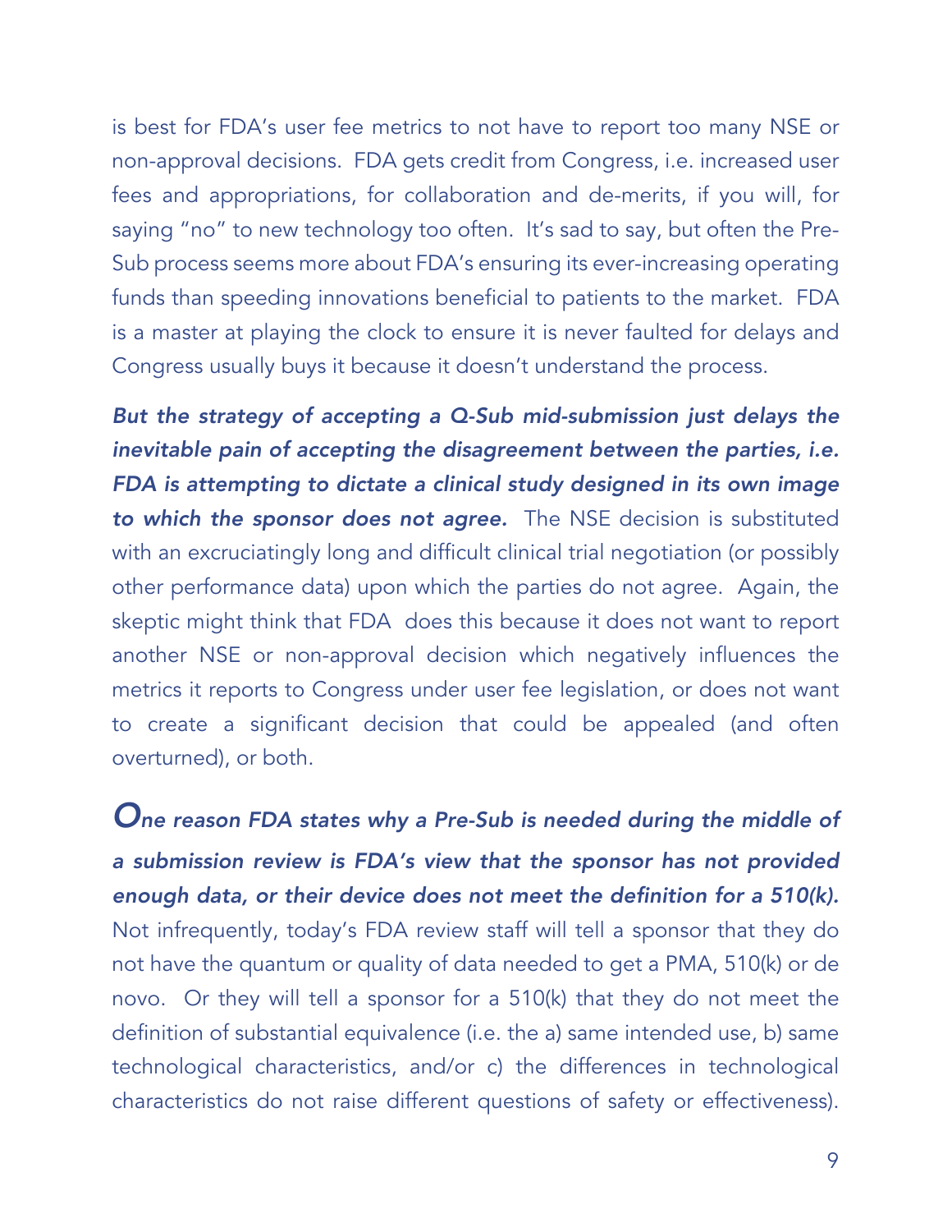is best for FDA's user fee metrics to not have to report too many NSE or non-approval decisions. FDA gets credit from Congress, i.e. increased user fees and appropriations, for collaboration and de-merits, if you will, for saying "no" to new technology too often. It's sad to say, but often the Pre-Sub process seems more about FDA's ensuring its ever-increasing operating funds than speeding innovations beneficial to patients to the market. FDA is a master at playing the clock to ensure it is never faulted for delays and Congress usually buys it because it doesn't understand the process.

***But the strategy of accepting a Q-Sub mid-submission just delays the inevitable pain of accepting the disagreement between the parties, i.e. FDA is attempting to dictate a clinical study designed in its own image to which the sponsor does not agree.*** The NSE decision is substituted with an excruciatingly long and difficult clinical trial negotiation (or possibly other performance data) upon which the parties do not agree. Again, the skeptic might think that FDA does this because it does not want to report another NSE or non-approval decision which negatively influences the metrics it reports to Congress under user fee legislation, or does not want to create a significant decision that could be appealed (and often overturned), or both.

***One reason FDA states why a Pre-Sub is needed during the middle of a submission review is FDA's view that the sponsor has not provided enough data, or their device does not meet the definition for a 510(k).*** Not infrequently, today's FDA review staff will tell a sponsor that they do not have the quantum or quality of data needed to get a PMA, 510(k) or de novo. Or they will tell a sponsor for a 510(k) that they do not meet the definition of substantial equivalence (i.e. the a) same intended use, b) same technological characteristics, and/or c) the differences in technological characteristics do not raise different questions of safety or effectiveness).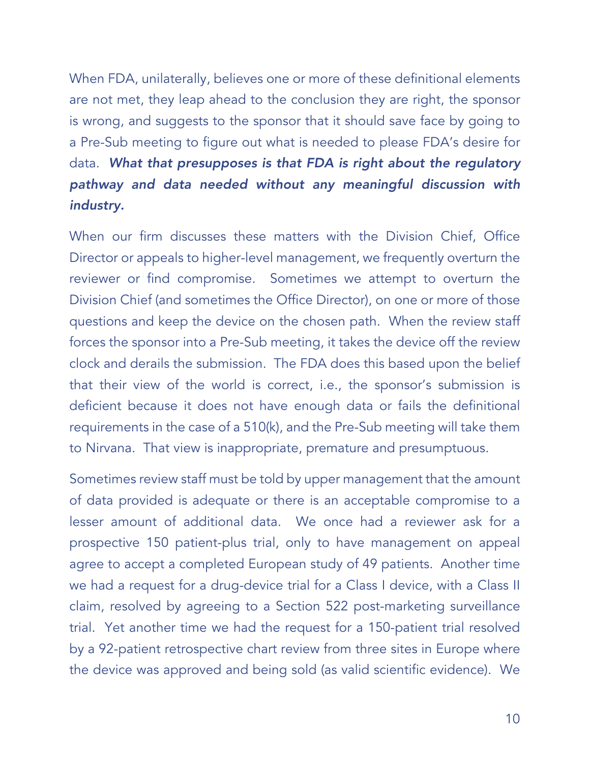When FDA, unilaterally, believes one or more of these definitional elements are not met, they leap ahead to the conclusion they are right, the sponsor is wrong, and suggests to the sponsor that it should save face by going to a Pre-Sub meeting to figure out what is needed to please FDA's desire for data. ***What that presupposes is that FDA is right about the regulatory pathway and data needed without any meaningful discussion with industry.***

When our firm discusses these matters with the Division Chief, Office Director or appeals to higher-level management, we frequently overturn the reviewer or find compromise. Sometimes we attempt to overturn the Division Chief (and sometimes the Office Director), on one or more of those questions and keep the device on the chosen path. When the review staff forces the sponsor into a Pre-Sub meeting, it takes the device off the review clock and derails the submission. The FDA does this based upon the belief that their view of the world is correct, i.e., the sponsor's submission is deficient because it does not have enough data or fails the definitional requirements in the case of a 510(k), and the Pre-Sub meeting will take them to Nirvana. That view is inappropriate, premature and presumptuous.

Sometimes review staff must be told by upper management that the amount of data provided is adequate or there is an acceptable compromise to a lesser amount of additional data. We once had a reviewer ask for a prospective 150 patient-plus trial, only to have management on appeal agree to accept a completed European study of 49 patients. Another time we had a request for a drug-device trial for a Class I device, with a Class II claim, resolved by agreeing to a Section 522 post-marketing surveillance trial. Yet another time we had the request for a 150-patient trial resolved by a 92-patient retrospective chart review from three sites in Europe where the device was approved and being sold (as valid scientific evidence). We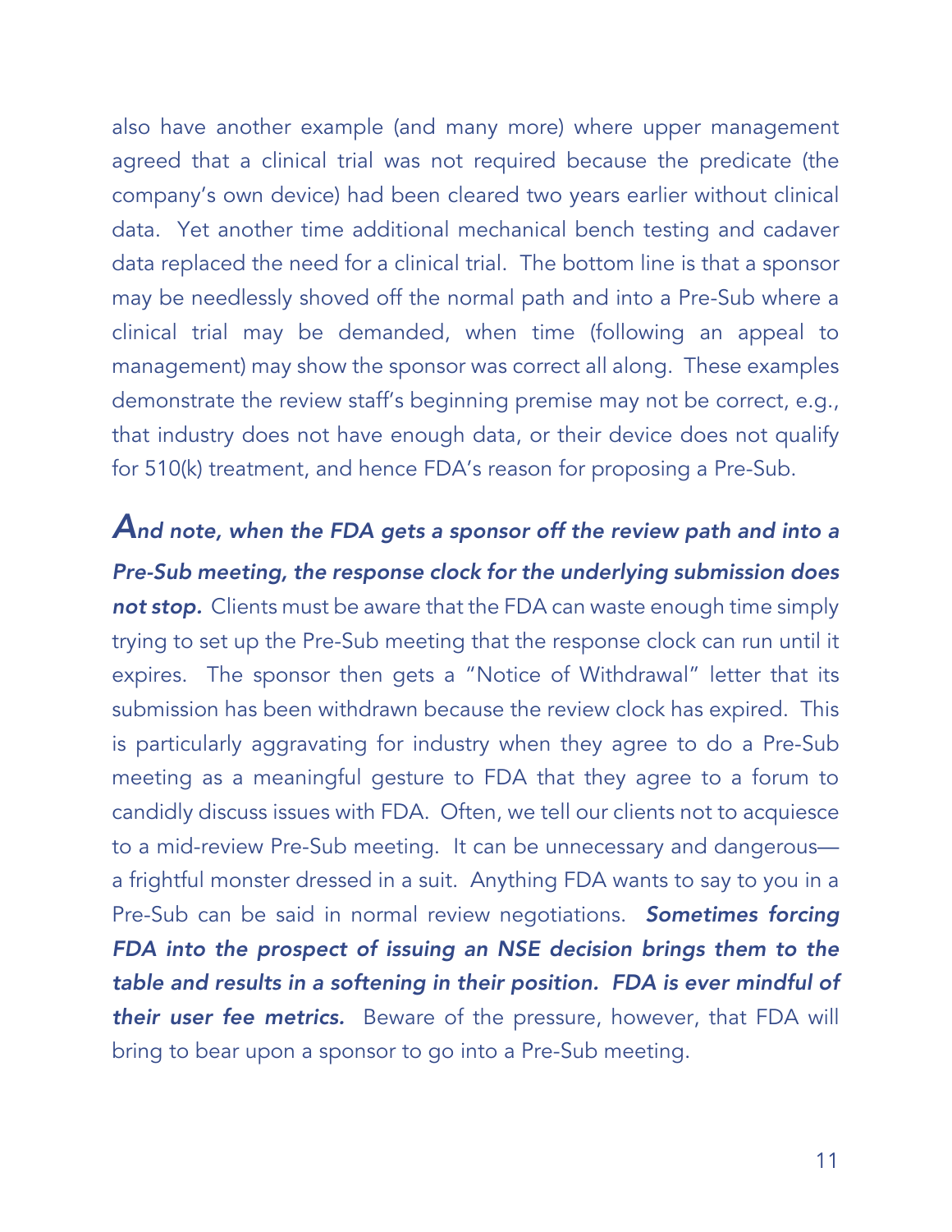also have another example (and many more) where upper management agreed that a clinical trial was not required because the predicate (the company's own device) had been cleared two years earlier without clinical data. Yet another time additional mechanical bench testing and cadaver data replaced the need for a clinical trial. The bottom line is that a sponsor may be needlessly shoved off the normal path and into a Pre-Sub where a clinical trial may be demanded, when time (following an appeal to management) may show the sponsor was correct all along. These examples demonstrate the review staff's beginning premise may not be correct, e.g., that industry does not have enough data, or their device does not qualify for 510(k) treatment, and hence FDA's reason for proposing a Pre-Sub.

***And note, when the FDA gets a sponsor off the review path and into a Pre-Sub meeting, the response clock for the underlying submission does not stop.*** Clients must be aware that the FDA can waste enough time simply trying to set up the Pre-Sub meeting that the response clock can run until it expires. The sponsor then gets a "Notice of Withdrawal" letter that its submission has been withdrawn because the review clock has expired. This is particularly aggravating for industry when they agree to do a Pre-Sub meeting as a meaningful gesture to FDA that they agree to a forum to candidly discuss issues with FDA. Often, we tell our clients not to acquiesce to a mid-review Pre-Sub meeting. It can be unnecessary and dangerous—a frightful monster dressed in a suit. Anything FDA wants to say to you in a Pre-Sub can be said in normal review negotiations. ***Sometimes forcing FDA into the prospect of issuing an NSE decision brings them to the table and results in a softening in their position. FDA is ever mindful of their user fee metrics.*** Beware of the pressure, however, that FDA will bring to bear upon a sponsor to go into a Pre-Sub meeting.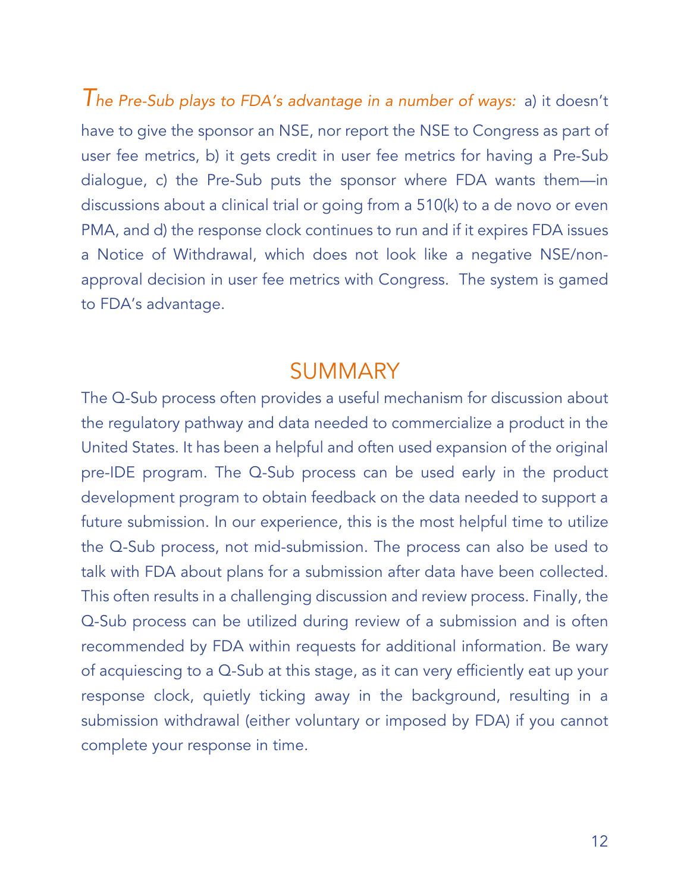*The Pre-Sub plays to FDA's advantage in a number of ways:* a) it doesn't have to give the sponsor an NSE, nor report the NSE to Congress as part of user fee metrics, b) it gets credit in user fee metrics for having a Pre-Sub dialogue, c) the Pre-Sub puts the sponsor where FDA wants them—in discussions about a clinical trial or going from a 510(k) to a de novo or even PMA, and d) the response clock continues to run and if it expires FDA issues a Notice of Withdrawal, which does not look like a negative NSE/non-approval decision in user fee metrics with Congress. The system is gamed to FDA's advantage.

## SUMMARY

The Q-Sub process often provides a useful mechanism for discussion about the regulatory pathway and data needed to commercialize a product in the United States. It has been a helpful and often used expansion of the original pre-IDE program. The Q-Sub process can be used early in the product development program to obtain feedback on the data needed to support a future submission. In our experience, this is the most helpful time to utilize the Q-Sub process, not mid-submission. The process can also be used to talk with FDA about plans for a submission after data have been collected. This often results in a challenging discussion and review process. Finally, the Q-Sub process can be utilized during review of a submission and is often recommended by FDA within requests for additional information. Be wary of acquiescing to a Q-Sub at this stage, as it can very efficiently eat up your response clock, quietly ticking away in the background, resulting in a submission withdrawal (either voluntary or imposed by FDA) if you cannot complete your response in time.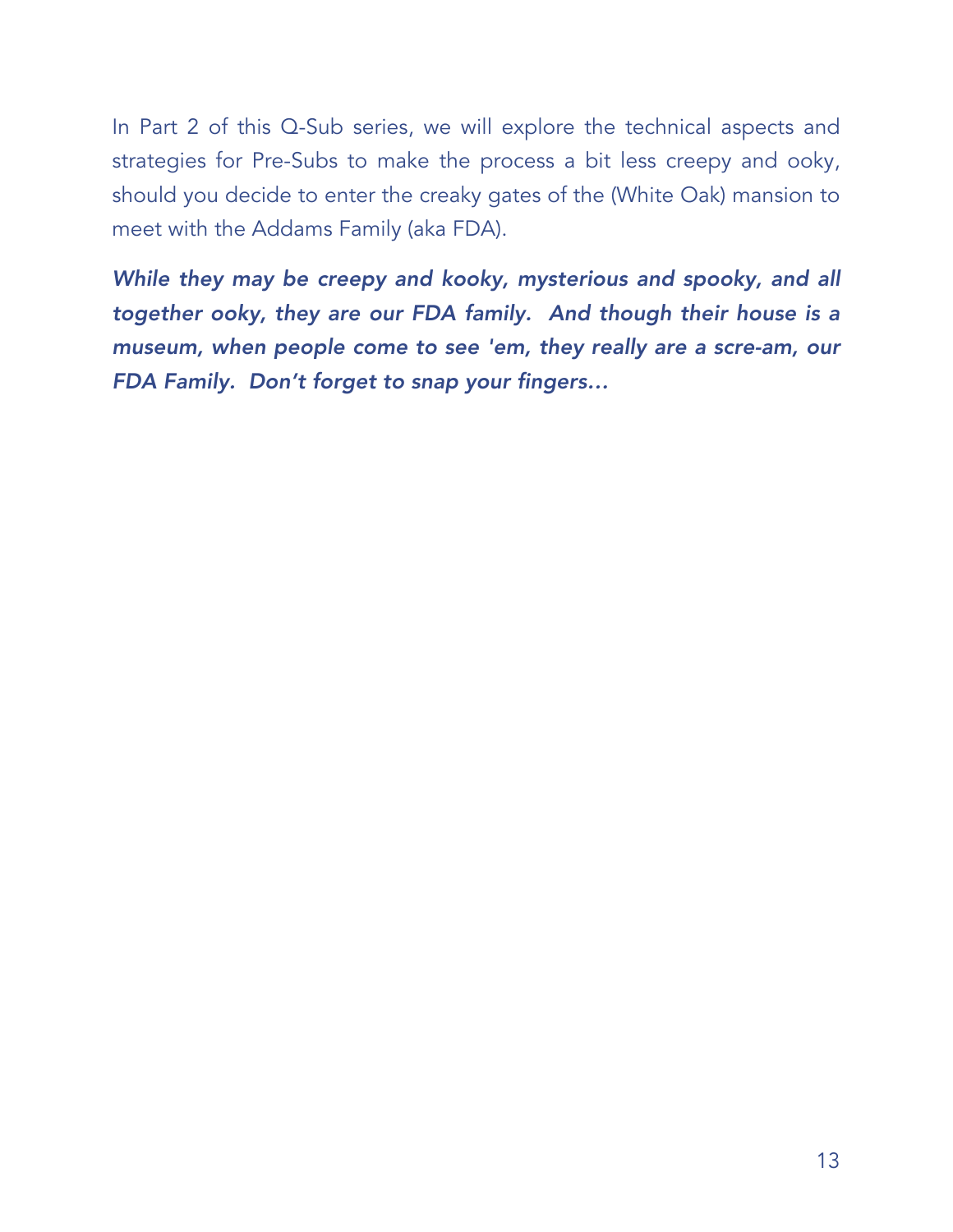In Part 2 of this Q-Sub series, we will explore the technical aspects and strategies for Pre-Subs to make the process a bit less creepy and ooky, should you decide to enter the creaky gates of the (White Oak) mansion to meet with the Addams Family (aka FDA).

***While they may be creepy and kooky, mysterious and spooky, and all together ooky, they are our FDA family. And though their house is a museum, when people come to see 'em, they really are a scre-am, our FDA Family. Don't forget to snap your fingers…***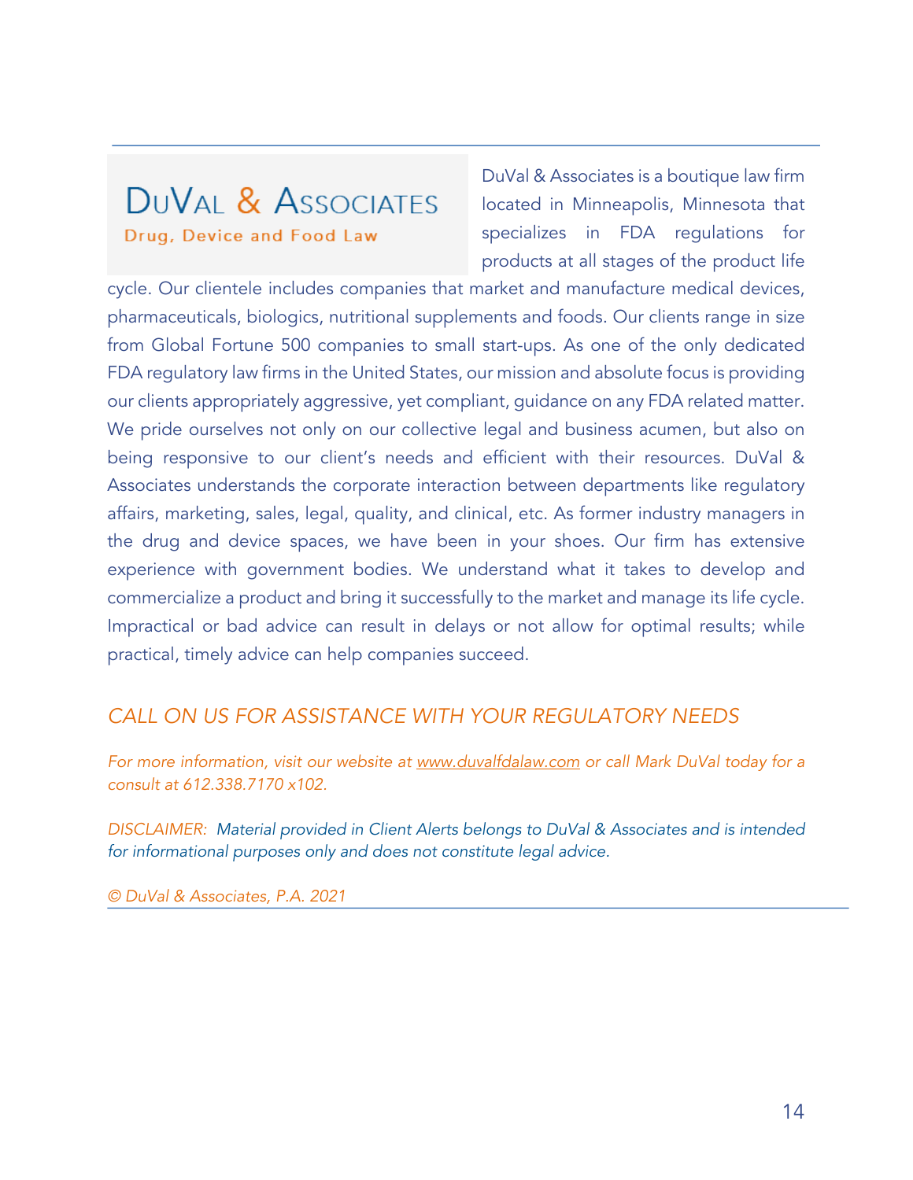DuVal & Associates

Drug, Device and Food Law

DuVal & Associates is a boutique law firm located in Minneapolis, Minnesota that specializes in FDA regulations for products at all stages of the product life cycle. Our clientele includes companies that market and manufacture medical devices, pharmaceuticals, biologics, nutritional supplements and foods. Our clients range in size from Global Fortune 500 companies to small start-ups. As one of the only dedicated FDA regulatory law firms in the United States, our mission and absolute focus is providing our clients appropriately aggressive, yet compliant, guidance on any FDA related matter. We pride ourselves not only on our collective legal and business acumen, but also on being responsive to our client's needs and efficient with their resources. DuVal & Associates understands the corporate interaction between departments like regulatory affairs, marketing, sales, legal, quality, and clinical, etc. As former industry managers in the drug and device spaces, we have been in your shoes. Our firm has extensive experience with government bodies. We understand what it takes to develop and commercialize a product and bring it successfully to the market and manage its life cycle. Impractical or bad advice can result in delays or not allow for optimal results; while practical, timely advice can help companies succeed.

## *CALL ON US FOR ASSISTANCE WITH YOUR REGULATORY NEEDS*

*For more information, visit our website at [www.duvalfdalaw.com](http://www.duvalfdalaw.com) or call Mark DuVal today for a consult at 612.338.7170 x102.*

*DISCLAIMER: Material provided in Client Alerts belongs to DuVal & Associates and is intended for informational purposes only and does not constitute legal advice.*

*© DuVal & Associates, P.A. 2021*